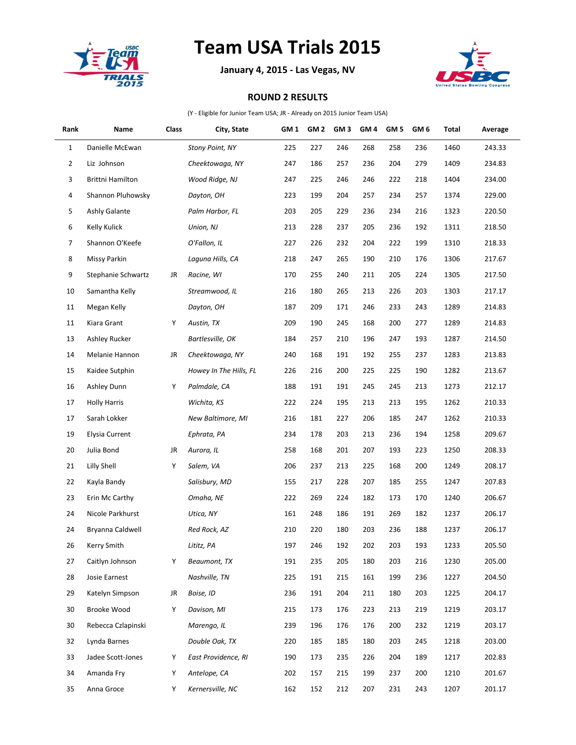# Team USA Trials 2015

**January 4, 2015 - Las Vegas, NV**

## ROUND 2 RESULTS

(Y - Eligible for Junior Team USA; JR - Already on 2015 Junior Team USA)

| Rank | Name | Class | City, State | GM 1 | GM 2 | GM 3 | GM 4 | GM 5 | GM 6 | Total | Average |
|---|---|---|---|---|---|---|---|---|---|---|---|
| 1 | Danielle McEwan | | *Stony Point, NY* | 225 | 227 | 246 | 268 | 258 | 236 | 1460 | 243.33 |
| 2 | Liz Johnson | | *Cheektowaga, NY* | 247 | 186 | 257 | 236 | 204 | 279 | 1409 | 234.83 |
| 3 | Brittni Hamilton | | *Wood Ridge, NJ* | 247 | 225 | 246 | 246 | 222 | 218 | 1404 | 234.00 |
| 4 | Shannon Pluhowsky | | *Dayton, OH* | 223 | 199 | 204 | 257 | 234 | 257 | 1374 | 229.00 |
| 5 | Ashly Galante | | *Palm Harbor, FL* | 203 | 205 | 229 | 236 | 234 | 216 | 1323 | 220.50 |
| 6 | Kelly Kulick | | *Union, NJ* | 213 | 228 | 237 | 205 | 236 | 192 | 1311 | 218.50 |
| 7 | Shannon O'Keefe | | *O'Fallon, IL* | 227 | 226 | 232 | 204 | 222 | 199 | 1310 | 218.33 |
| 8 | Missy Parkin | | *Laguna Hills, CA* | 218 | 247 | 265 | 190 | 210 | 176 | 1306 | 217.67 |
| 9 | Stephanie Schwartz | JR | *Racine, WI* | 170 | 255 | 240 | 211 | 205 | 224 | 1305 | 217.50 |
| 10 | Samantha Kelly | | *Streamwood, IL* | 216 | 180 | 265 | 213 | 226 | 203 | 1303 | 217.17 |
| 11 | Megan Kelly | | *Dayton, OH* | 187 | 209 | 171 | 246 | 233 | 243 | 1289 | 214.83 |
| 11 | Kiara Grant | Y | *Austin, TX* | 209 | 190 | 245 | 168 | 200 | 277 | 1289 | 214.83 |
| 13 | Ashley Rucker | | *Bartlesville, OK* | 184 | 257 | 210 | 196 | 247 | 193 | 1287 | 214.50 |
| 14 | Melanie Hannon | JR | *Cheektowaga, NY* | 240 | 168 | 191 | 192 | 255 | 237 | 1283 | 213.83 |
| 15 | Kaidee Sutphin | | *Howey In The Hills, FL* | 226 | 216 | 200 | 225 | 225 | 190 | 1282 | 213.67 |
| 16 | Ashley Dunn | Y | *Palmdale, CA* | 188 | 191 | 191 | 245 | 245 | 213 | 1273 | 212.17 |
| 17 | Holly Harris | | *Wichita, KS* | 222 | 224 | 195 | 213 | 213 | 195 | 1262 | 210.33 |
| 17 | Sarah Lokker | | *New Baltimore, MI* | 216 | 181 | 227 | 206 | 185 | 247 | 1262 | 210.33 |
| 19 | Elysia Current | | *Ephrata, PA* | 234 | 178 | 203 | 213 | 236 | 194 | 1258 | 209.67 |
| 20 | Julia Bond | JR | *Aurora, IL* | 258 | 168 | 201 | 207 | 193 | 223 | 1250 | 208.33 |
| 21 | Lilly Shell | Y | *Salem, VA* | 206 | 237 | 213 | 225 | 168 | 200 | 1249 | 208.17 |
| 22 | Kayla Bandy | | *Salisbury, MD* | 155 | 217 | 228 | 207 | 185 | 255 | 1247 | 207.83 |
| 23 | Erin Mc Carthy | | *Omaha, NE* | 222 | 269 | 224 | 182 | 173 | 170 | 1240 | 206.67 |
| 24 | Nicole Parkhurst | | *Utica, NY* | 161 | 248 | 186 | 191 | 269 | 182 | 1237 | 206.17 |
| 24 | Bryanna Caldwell | | *Red Rock, AZ* | 210 | 220 | 180 | 203 | 236 | 188 | 1237 | 206.17 |
| 26 | Kerry Smith | | *Lititz, PA* | 197 | 246 | 192 | 202 | 203 | 193 | 1233 | 205.50 |
| 27 | Caitlyn Johnson | Y | *Beaumont, TX* | 191 | 235 | 205 | 180 | 203 | 216 | 1230 | 205.00 |
| 28 | Josie Earnest | | *Nashville, TN* | 225 | 191 | 215 | 161 | 199 | 236 | 1227 | 204.50 |
| 29 | Katelyn Simpson | JR | *Boise, ID* | 236 | 191 | 204 | 211 | 180 | 203 | 1225 | 204.17 |
| 30 | Brooke Wood | Y | *Davison, MI* | 215 | 173 | 176 | 223 | 213 | 219 | 1219 | 203.17 |
| 30 | Rebecca Czlapinski | | *Marengo, IL* | 239 | 196 | 176 | 176 | 200 | 232 | 1219 | 203.17 |
| 32 | Lynda Barnes | | *Double Oak, TX* | 220 | 185 | 185 | 180 | 203 | 245 | 1218 | 203.00 |
| 33 | Jadee Scott-Jones | Y | *East Providence, RI* | 190 | 173 | 235 | 226 | 204 | 189 | 1217 | 202.83 |
| 34 | Amanda Fry | Y | *Antelope, CA* | 202 | 157 | 215 | 199 | 237 | 200 | 1210 | 201.67 |
| 35 | Anna Groce | Y | *Kernersville, NC* | 162 | 152 | 212 | 207 | 231 | 243 | 1207 | 201.17 |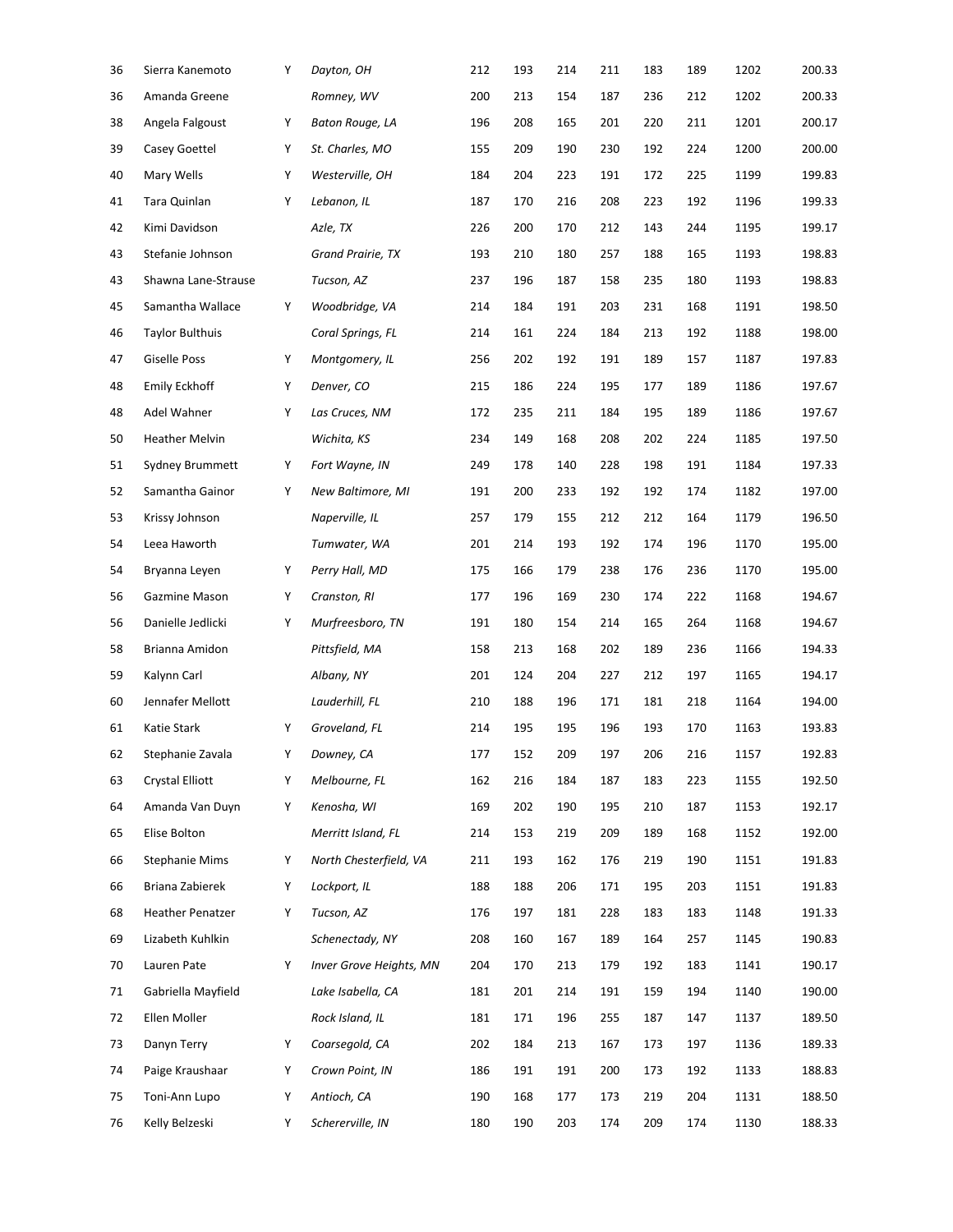| | | | | | | | | | | | |
|---|---|---|---|---|---|---|---|---|---|---|---|
| 36 | Sierra Kanemoto | Y | *Dayton, OH* | 212 | 193 | 214 | 211 | 183 | 189 | 1202 | 200.33 |
| 36 | Amanda Greene | | *Romney, WV* | 200 | 213 | 154 | 187 | 236 | 212 | 1202 | 200.33 |
| 38 | Angela Falgoust | Y | *Baton Rouge, LA* | 196 | 208 | 165 | 201 | 220 | 211 | 1201 | 200.17 |
| 39 | Casey Goettel | Y | *St. Charles, MO* | 155 | 209 | 190 | 230 | 192 | 224 | 1200 | 200.00 |
| 40 | Mary Wells | Y | *Westerville, OH* | 184 | 204 | 223 | 191 | 172 | 225 | 1199 | 199.83 |
| 41 | Tara Quinlan | Y | *Lebanon, IL* | 187 | 170 | 216 | 208 | 223 | 192 | 1196 | 199.33 |
| 42 | Kimi Davidson | | *Azle, TX* | 226 | 200 | 170 | 212 | 143 | 244 | 1195 | 199.17 |
| 43 | Stefanie Johnson | | *Grand Prairie, TX* | 193 | 210 | 180 | 257 | 188 | 165 | 1193 | 198.83 |
| 43 | Shawna Lane-Strause | | *Tucson, AZ* | 237 | 196 | 187 | 158 | 235 | 180 | 1193 | 198.83 |
| 45 | Samantha Wallace | Y | *Woodbridge, VA* | 214 | 184 | 191 | 203 | 231 | 168 | 1191 | 198.50 |
| 46 | Taylor Bulthuis | | *Coral Springs, FL* | 214 | 161 | 224 | 184 | 213 | 192 | 1188 | 198.00 |
| 47 | Giselle Poss | Y | *Montgomery, IL* | 256 | 202 | 192 | 191 | 189 | 157 | 1187 | 197.83 |
| 48 | Emily Eckhoff | Y | *Denver, CO* | 215 | 186 | 224 | 195 | 177 | 189 | 1186 | 197.67 |
| 48 | Adel Wahner | Y | *Las Cruces, NM* | 172 | 235 | 211 | 184 | 195 | 189 | 1186 | 197.67 |
| 50 | Heather Melvin | | *Wichita, KS* | 234 | 149 | 168 | 208 | 202 | 224 | 1185 | 197.50 |
| 51 | Sydney Brummett | Y | *Fort Wayne, IN* | 249 | 178 | 140 | 228 | 198 | 191 | 1184 | 197.33 |
| 52 | Samantha Gainor | Y | *New Baltimore, MI* | 191 | 200 | 233 | 192 | 192 | 174 | 1182 | 197.00 |
| 53 | Krissy Johnson | | *Naperville, IL* | 257 | 179 | 155 | 212 | 212 | 164 | 1179 | 196.50 |
| 54 | Leea Haworth | | *Tumwater, WA* | 201 | 214 | 193 | 192 | 174 | 196 | 1170 | 195.00 |
| 54 | Bryanna Leyen | Y | *Perry Hall, MD* | 175 | 166 | 179 | 238 | 176 | 236 | 1170 | 195.00 |
| 56 | Gazmine Mason | Y | *Cranston, RI* | 177 | 196 | 169 | 230 | 174 | 222 | 1168 | 194.67 |
| 56 | Danielle Jedlicki | Y | *Murfreesboro, TN* | 191 | 180 | 154 | 214 | 165 | 264 | 1168 | 194.67 |
| 58 | Brianna Amidon | | *Pittsfield, MA* | 158 | 213 | 168 | 202 | 189 | 236 | 1166 | 194.33 |
| 59 | Kalynn Carl | | *Albany, NY* | 201 | 124 | 204 | 227 | 212 | 197 | 1165 | 194.17 |
| 60 | Jennafer Mellott | | *Lauderhill, FL* | 210 | 188 | 196 | 171 | 181 | 218 | 1164 | 194.00 |
| 61 | Katie Stark | Y | *Groveland, FL* | 214 | 195 | 195 | 196 | 193 | 170 | 1163 | 193.83 |
| 62 | Stephanie Zavala | Y | *Downey, CA* | 177 | 152 | 209 | 197 | 206 | 216 | 1157 | 192.83 |
| 63 | Crystal Elliott | Y | *Melbourne, FL* | 162 | 216 | 184 | 187 | 183 | 223 | 1155 | 192.50 |
| 64 | Amanda Van Duyn | Y | *Kenosha, WI* | 169 | 202 | 190 | 195 | 210 | 187 | 1153 | 192.17 |
| 65 | Elise Bolton | | *Merritt Island, FL* | 214 | 153 | 219 | 209 | 189 | 168 | 1152 | 192.00 |
| 66 | Stephanie Mims | Y | *North Chesterfield, VA* | 211 | 193 | 162 | 176 | 219 | 190 | 1151 | 191.83 |
| 66 | Briana Zabierek | Y | *Lockport, IL* | 188 | 188 | 206 | 171 | 195 | 203 | 1151 | 191.83 |
| 68 | Heather Penatzer | Y | *Tucson, AZ* | 176 | 197 | 181 | 228 | 183 | 183 | 1148 | 191.33 |
| 69 | Lizabeth Kuhlkin | | *Schenectady, NY* | 208 | 160 | 167 | 189 | 164 | 257 | 1145 | 190.83 |
| 70 | Lauren Pate | Y | *Inver Grove Heights, MN* | 204 | 170 | 213 | 179 | 192 | 183 | 1141 | 190.17 |
| 71 | Gabriella Mayfield | | *Lake Isabella, CA* | 181 | 201 | 214 | 191 | 159 | 194 | 1140 | 190.00 |
| 72 | Ellen Moller | | *Rock Island, IL* | 181 | 171 | 196 | 255 | 187 | 147 | 1137 | 189.50 |
| 73 | Danyn Terry | Y | *Coarsegold, CA* | 202 | 184 | 213 | 167 | 173 | 197 | 1136 | 189.33 |
| 74 | Paige Kraushaar | Y | *Crown Point, IN* | 186 | 191 | 191 | 200 | 173 | 192 | 1133 | 188.83 |
| 75 | Toni-Ann Lupo | Y | *Antioch, CA* | 190 | 168 | 177 | 173 | 219 | 204 | 1131 | 188.50 |
| 76 | Kelly Belzeski | Y | *Schererville, IN* | 180 | 190 | 203 | 174 | 209 | 174 | 1130 | 188.33 |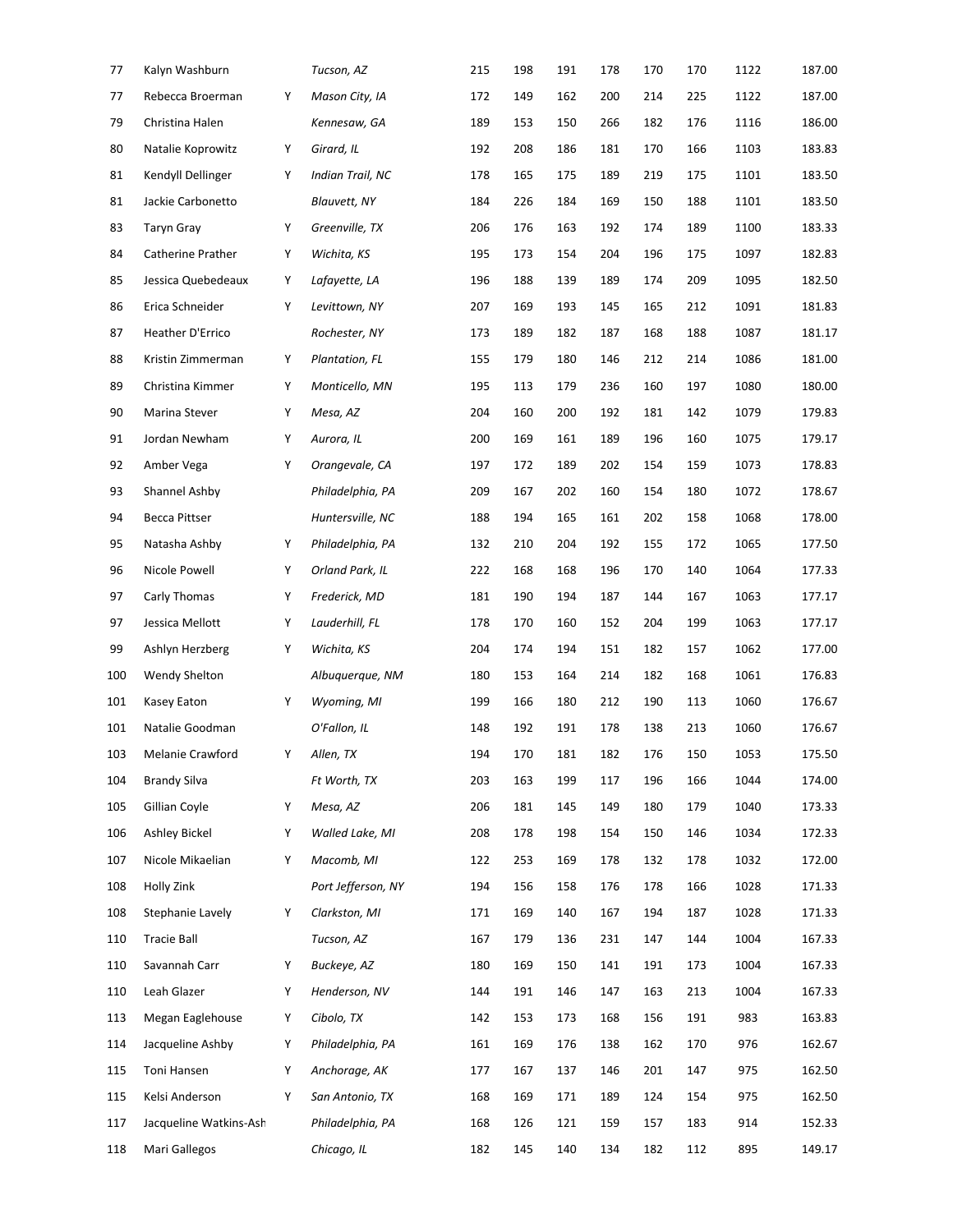| | | | | | | | | | | | |
|---|---|---|---|---|---|---|---|---|---|---|---|
| 77 | Kalyn Washburn | | *Tucson, AZ* | 215 | 198 | 191 | 178 | 170 | 170 | 1122 | 187.00 |
| 77 | Rebecca Broerman | Y | *Mason City, IA* | 172 | 149 | 162 | 200 | 214 | 225 | 1122 | 187.00 |
| 79 | Christina Halen | | *Kennesaw, GA* | 189 | 153 | 150 | 266 | 182 | 176 | 1116 | 186.00 |
| 80 | Natalie Koprowitz | Y | *Girard, IL* | 192 | 208 | 186 | 181 | 170 | 166 | 1103 | 183.83 |
| 81 | Kendyll Dellinger | Y | *Indian Trail, NC* | 178 | 165 | 175 | 189 | 219 | 175 | 1101 | 183.50 |
| 81 | Jackie Carbonetto | | *Blauvett, NY* | 184 | 226 | 184 | 169 | 150 | 188 | 1101 | 183.50 |
| 83 | Taryn Gray | Y | *Greenville, TX* | 206 | 176 | 163 | 192 | 174 | 189 | 1100 | 183.33 |
| 84 | Catherine Prather | Y | *Wichita, KS* | 195 | 173 | 154 | 204 | 196 | 175 | 1097 | 182.83 |
| 85 | Jessica Quebedeaux | Y | *Lafayette, LA* | 196 | 188 | 139 | 189 | 174 | 209 | 1095 | 182.50 |
| 86 | Erica Schneider | Y | *Levittown, NY* | 207 | 169 | 193 | 145 | 165 | 212 | 1091 | 181.83 |
| 87 | Heather D'Errico | | *Rochester, NY* | 173 | 189 | 182 | 187 | 168 | 188 | 1087 | 181.17 |
| 88 | Kristin Zimmerman | Y | *Plantation, FL* | 155 | 179 | 180 | 146 | 212 | 214 | 1086 | 181.00 |
| 89 | Christina Kimmer | Y | *Monticello, MN* | 195 | 113 | 179 | 236 | 160 | 197 | 1080 | 180.00 |
| 90 | Marina Stever | Y | *Mesa, AZ* | 204 | 160 | 200 | 192 | 181 | 142 | 1079 | 179.83 |
| 91 | Jordan Newham | Y | *Aurora, IL* | 200 | 169 | 161 | 189 | 196 | 160 | 1075 | 179.17 |
| 92 | Amber Vega | Y | *Orangevale, CA* | 197 | 172 | 189 | 202 | 154 | 159 | 1073 | 178.83 |
| 93 | Shannel Ashby | | *Philadelphia, PA* | 209 | 167 | 202 | 160 | 154 | 180 | 1072 | 178.67 |
| 94 | Becca Pittser | | *Huntersville, NC* | 188 | 194 | 165 | 161 | 202 | 158 | 1068 | 178.00 |
| 95 | Natasha Ashby | Y | *Philadelphia, PA* | 132 | 210 | 204 | 192 | 155 | 172 | 1065 | 177.50 |
| 96 | Nicole Powell | Y | *Orland Park, IL* | 222 | 168 | 168 | 196 | 170 | 140 | 1064 | 177.33 |
| 97 | Carly Thomas | Y | *Frederick, MD* | 181 | 190 | 194 | 187 | 144 | 167 | 1063 | 177.17 |
| 97 | Jessica Mellott | Y | *Lauderhill, FL* | 178 | 170 | 160 | 152 | 204 | 199 | 1063 | 177.17 |
| 99 | Ashlyn Herzberg | Y | *Wichita, KS* | 204 | 174 | 194 | 151 | 182 | 157 | 1062 | 177.00 |
| 100 | Wendy Shelton | | *Albuquerque, NM* | 180 | 153 | 164 | 214 | 182 | 168 | 1061 | 176.83 |
| 101 | Kasey Eaton | Y | *Wyoming, MI* | 199 | 166 | 180 | 212 | 190 | 113 | 1060 | 176.67 |
| 101 | Natalie Goodman | | *O'Fallon, IL* | 148 | 192 | 191 | 178 | 138 | 213 | 1060 | 176.67 |
| 103 | Melanie Crawford | Y | *Allen, TX* | 194 | 170 | 181 | 182 | 176 | 150 | 1053 | 175.50 |
| 104 | Brandy Silva | | *Ft Worth, TX* | 203 | 163 | 199 | 117 | 196 | 166 | 1044 | 174.00 |
| 105 | Gillian Coyle | Y | *Mesa, AZ* | 206 | 181 | 145 | 149 | 180 | 179 | 1040 | 173.33 |
| 106 | Ashley Bickel | Y | *Walled Lake, MI* | 208 | 178 | 198 | 154 | 150 | 146 | 1034 | 172.33 |
| 107 | Nicole Mikaelian | Y | *Macomb, MI* | 122 | 253 | 169 | 178 | 132 | 178 | 1032 | 172.00 |
| 108 | Holly Zink | | *Port Jefferson, NY* | 194 | 156 | 158 | 176 | 178 | 166 | 1028 | 171.33 |
| 108 | Stephanie Lavely | Y | *Clarkston, MI* | 171 | 169 | 140 | 167 | 194 | 187 | 1028 | 171.33 |
| 110 | Tracie Ball | | *Tucson, AZ* | 167 | 179 | 136 | 231 | 147 | 144 | 1004 | 167.33 |
| 110 | Savannah Carr | Y | *Buckeye, AZ* | 180 | 169 | 150 | 141 | 191 | 173 | 1004 | 167.33 |
| 110 | Leah Glazer | Y | *Henderson, NV* | 144 | 191 | 146 | 147 | 163 | 213 | 1004 | 167.33 |
| 113 | Megan Eaglehouse | Y | *Cibolo, TX* | 142 | 153 | 173 | 168 | 156 | 191 | 983 | 163.83 |
| 114 | Jacqueline Ashby | Y | *Philadelphia, PA* | 161 | 169 | 176 | 138 | 162 | 170 | 976 | 162.67 |
| 115 | Toni Hansen | Y | *Anchorage, AK* | 177 | 167 | 137 | 146 | 201 | 147 | 975 | 162.50 |
| 115 | Kelsi Anderson | Y | *San Antonio, TX* | 168 | 169 | 171 | 189 | 124 | 154 | 975 | 162.50 |
| 117 | Jacqueline Watkins-Ash | | *Philadelphia, PA* | 168 | 126 | 121 | 159 | 157 | 183 | 914 | 152.33 |
| 118 | Mari Gallegos | | *Chicago, IL* | 182 | 145 | 140 | 134 | 182 | 112 | 895 | 149.17 |